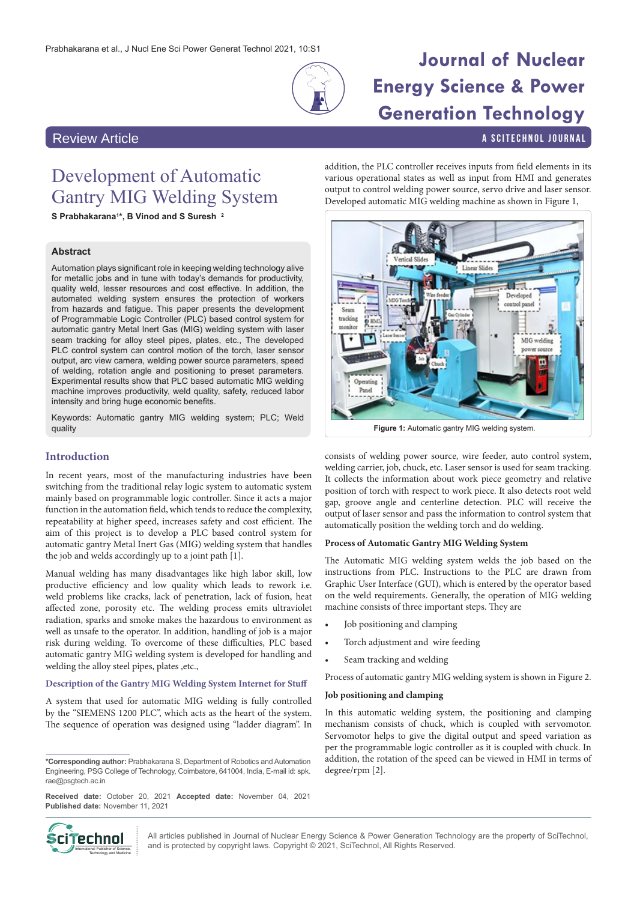Review Article

# Development of Automatic Gantry MIG Welding System

**S Prabhakarana[1]*, B Vinod and S Suresh [2]**

## Abstract

Automation plays significant role in keeping welding technology alive for metallic jobs and in tune with today's demands for productivity, quality weld, lesser resources and cost effective. In addition, the automated welding system ensures the protection of workers from hazards and fatigue. This paper presents the development of Programmable Logic Controller (PLC) based control system for automatic gantry Metal Inert Gas (MIG) welding system with laser seam tracking for alloy steel pipes, plates, etc., The developed PLC control system can control motion of the torch, laser sensor output, arc view camera, welding power source parameters, speed of welding, rotation angle and positioning to preset parameters. Experimental results show that PLC based automatic MIG welding machine improves productivity, weld quality, safety, reduced labor intensity and bring huge economic benefits.

Keywords: Automatic gantry MIG welding system; PLC; Weld quality

## Introduction

In recent years, most of the manufacturing industries have been switching from the traditional relay logic system to automatic system mainly based on programmable logic controller. Since it acts a major function in the automation field, which tends to reduce the complexity, repeatability at higher speed, increases safety and cost efficient. The aim of this project is to develop a PLC based control system for automatic gantry Metal Inert Gas (MIG) welding system that handles the job and welds accordingly up to a joint path [1].

Manual welding has many disadvantages like high labor skill, low productive efficiency and low quality which leads to rework i.e. weld problems like cracks, lack of penetration, lack of fusion, heat affected zone, porosity etc. The welding process emits ultraviolet radiation, sparks and smoke makes the hazardous to environment as well as unsafe to the operator. In addition, handling of job is a major risk during welding. To overcome of these difficulties, PLC based automatic gantry MIG welding system is developed for handling and welding the alloy steel pipes, plates ,etc.,

### Description of the Gantry MIG Welding System Internet for Stuff

A system that used for automatic MIG welding is fully controlled by the "SIEMENS 1200 PLC", which acts as the heart of the system. The sequence of operation was designed using "ladder diagram". In addition, the PLC controller receives inputs from field elements in its various operational states as well as input from HMI and generates output to control welding power source, servo drive and laser sensor. Developed automatic MIG welding machine as shown in Figure 1,

**Figure 1:** Automatic gantry MIG welding system.

consists of welding power source, wire feeder, auto control system, welding carrier, job, chuck, etc. Laser sensor is used for seam tracking. It collects the information about work piece geometry and relative position of torch with respect to work piece. It also detects root weld gap, groove angle and centerline detection. PLC will receive the output of laser sensor and pass the information to control system that automatically position the welding torch and do welding.

### Process of Automatic Gantry MIG Welding System

The Automatic MIG welding system welds the job based on the instructions from PLC. Instructions to the PLC are drawn from Graphic User Interface (GUI), which is entered by the operator based on the weld requirements. Generally, the operation of MIG welding machine consists of three important steps. They are

- Job positioning and clamping
- Torch adjustment and wire feeding
- Seam tracking and welding

Process of automatic gantry MIG welding system is shown in Figure 2.

### Job positioning and clamping

In this automatic welding system, the positioning and clamping mechanism consists of chuck, which is coupled with servomotor. Servomotor helps to give the digital output and speed variation as per the programmable logic controller as it is coupled with chuck. In addition, the rotation of the speed can be viewed in HMI in terms of degree/rpm [2].

---

***Corresponding author:** Prabhakarana S, Department of Robotics and Automation Engineering, PSG College of Technology, Coimbatore, 641004, India, E-mail id: spk.rae@psgtech.ac.in

**Received date:** October 20, 2021 **Accepted date:** November 04, 2021 **Published date:** November 11, 2021

All articles published in Journal of Nuclear Energy Science & Power Generation Technology are the property of SciTechnol, and is protected by copyright laws. Copyright © 2021, SciTechnol, All Rights Reserved.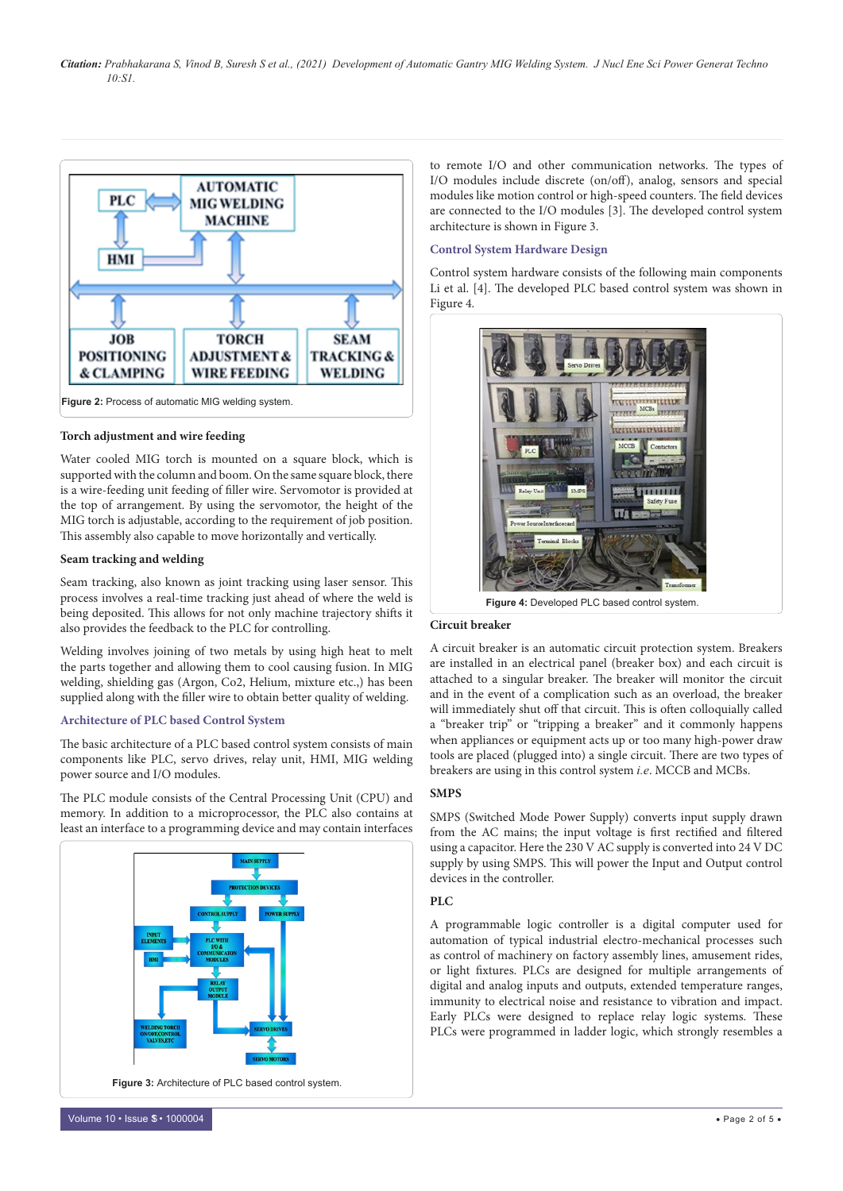Figure 2: Process of automatic MIG welding system.

### Torch adjustment and wire feeding

Water cooled MIG torch is mounted on a square block, which is supported with the column and boom. On the same square block, there is a wire-feeding unit feeding of filler wire. Servomotor is provided at the top of arrangement. By using the servomotor, the height of the MIG torch is adjustable, according to the requirement of job position. This assembly also capable to move horizontally and vertically.

### Seam tracking and welding

Seam tracking, also known as joint tracking using laser sensor. This process involves a real-time tracking just ahead of where the weld is being deposited. This allows for not only machine trajectory shifts it also provides the feedback to the PLC for controlling.

Welding involves joining of two metals by using high heat to melt the parts together and allowing them to cool causing fusion. In MIG welding, shielding gas (Argon, Co2, Helium, mixture etc.,) has been supplied along with the filler wire to obtain better quality of welding.

## Architecture of PLC based Control System

The basic architecture of a PLC based control system consists of main components like PLC, servo drives, relay unit, HMI, MIG welding power source and I/O modules.

The PLC module consists of the Central Processing Unit (CPU) and memory. In addition to a microprocessor, the PLC also contains at least an interface to a programming device and may contain interfaces to remote I/O and other communication networks. The types of I/O modules include discrete (on/off), analog, sensors and special modules like motion control or high-speed counters. The field devices are connected to the I/O modules [3]. The developed control system architecture is shown in Figure 3.

Figure 3: Architecture of PLC based control system.

## Control System Hardware Design

Control system hardware consists of the following main components Li et al. [4]. The developed PLC based control system was shown in Figure 4.

Figure 4: Developed PLC based control system.

### Circuit breaker

A circuit breaker is an automatic circuit protection system. Breakers are installed in an electrical panel (breaker box) and each circuit is attached to a singular breaker. The breaker will monitor the circuit and in the event of a complication such as an overload, the breaker will immediately shut off that circuit. This is often colloquially called a "breaker trip" or "tripping a breaker" and it commonly happens when appliances or equipment acts up or too many high-power draw tools are placed (plugged into) a single circuit. There are two types of breakers are using in this control system *i.e*. MCCB and MCBs.

### SMPS

SMPS (Switched Mode Power Supply) converts input supply drawn from the AC mains; the input voltage is first rectified and filtered using a capacitor. Here the 230 V AC supply is converted into 24 V DC supply by using SMPS. This will power the Input and Output control devices in the controller.

### PLC

A programmable logic controller is a digital computer used for automation of typical industrial electro-mechanical processes such as control of machinery on factory assembly lines, amusement rides, or light fixtures. PLCs are designed for multiple arrangements of digital and analog inputs and outputs, extended temperature ranges, immunity to electrical noise and resistance to vibration and impact. Early PLCs were designed to replace relay logic systems. These PLCs were programmed in ladder logic, which strongly resembles a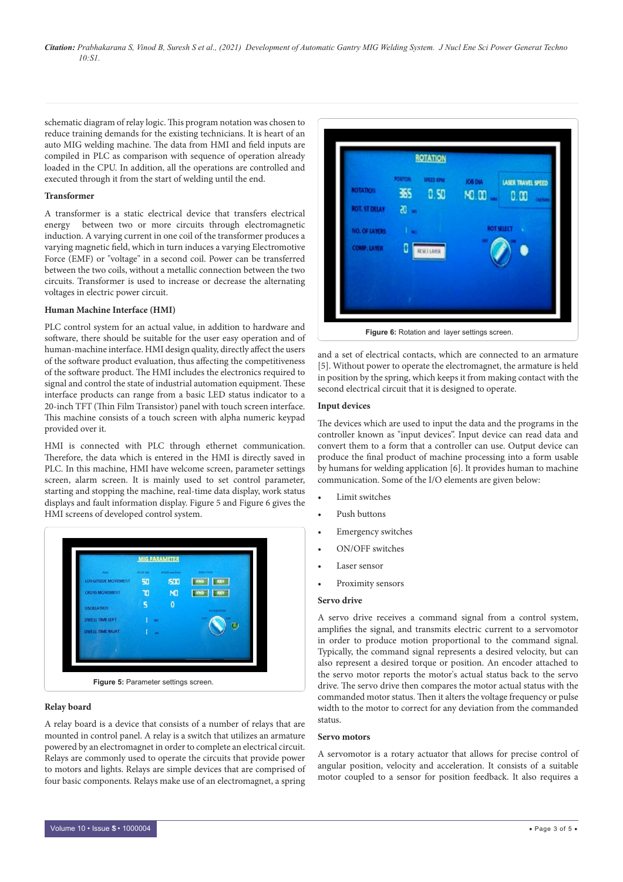schematic diagram of relay logic. This program notation was chosen to reduce training demands for the existing technicians. It is heart of an auto MIG welding machine. The data from HMI and field inputs are compiled in PLC as comparison with sequence of operation already loaded in the CPU. In addition, all the operations are controlled and executed through it from the start of welding until the end.

### Transformer

A transformer is a static electrical device that transfers electrical energy between two or more circuits through electromagnetic induction. A varying current in one coil of the transformer produces a varying magnetic field, which in turn induces a varying Electromotive Force (EMF) or "voltage" in a second coil. Power can be transferred between the two coils, without a metallic connection between the two circuits. Transformer is used to increase or decrease the alternating voltages in electric power circuit.

### Human Machine Interface (HMI)

PLC control system for an actual value, in addition to hardware and software, there should be suitable for the user easy operation and of human-machine interface. HMI design quality, directly affect the users of the software product evaluation, thus affecting the competitiveness of the software product. The HMI includes the electronics required to signal and control the state of industrial automation equipment. These interface products can range from a basic LED status indicator to a 20-inch TFT (Thin Film Transistor) panel with touch screen interface. This machine consists of a touch screen with alpha numeric keypad provided over it.

HMI is connected with PLC through ethernet communication. Therefore, the data which is entered in the HMI is directly saved in PLC. In this machine, HMI have welcome screen, parameter settings screen, alarm screen. It is mainly used to set control parameter, starting and stopping the machine, real-time data display, work status displays and fault information display. Figure 5 and Figure 6 gives the HMI screens of developed control system.

**Figure 5:** Parameter settings screen.

### Relay board

A relay board is a device that consists of a number of relays that are mounted in control panel. A relay is a switch that utilizes an armature powered by an electromagnet in order to complete an electrical circuit. Relays are commonly used to operate the circuits that provide power to motors and lights. Relays are simple devices that are comprised of four basic components. Relays make use of an electromagnet, a spring and a set of electrical contacts, which are connected to an armature [5]. Without power to operate the electromagnet, the armature is held in position by the spring, which keeps it from making contact with the second electrical circuit that it is designed to operate.

**Figure 6:** Rotation and layer settings screen.

### Input devices

The devices which are used to input the data and the programs in the controller known as "input devices". Input device can read data and convert them to a form that a controller can use. Output device can produce the final product of machine processing into a form usable by humans for welding application [6]. It provides human to machine communication. Some of the I/O elements are given below:

- Limit switches
- Push buttons
- Emergency switches
- ON/OFF switches
- Laser sensor
- Proximity sensors

### Servo drive

A servo drive receives a command signal from a control system, amplifies the signal, and transmits electric current to a servomotor in order to produce motion proportional to the command signal. Typically, the command signal represents a desired velocity, but can also represent a desired torque or position. An encoder attached to the servo motor reports the motor's actual status back to the servo drive. The servo drive then compares the motor actual status with the commanded motor status. Then it alters the voltage frequency or pulse width to the motor to correct for any deviation from the commanded status.

### Servo motors

A servomotor is a rotary actuator that allows for precise control of angular position, velocity and acceleration. It consists of a suitable motor coupled to a sensor for position feedback. It also requires a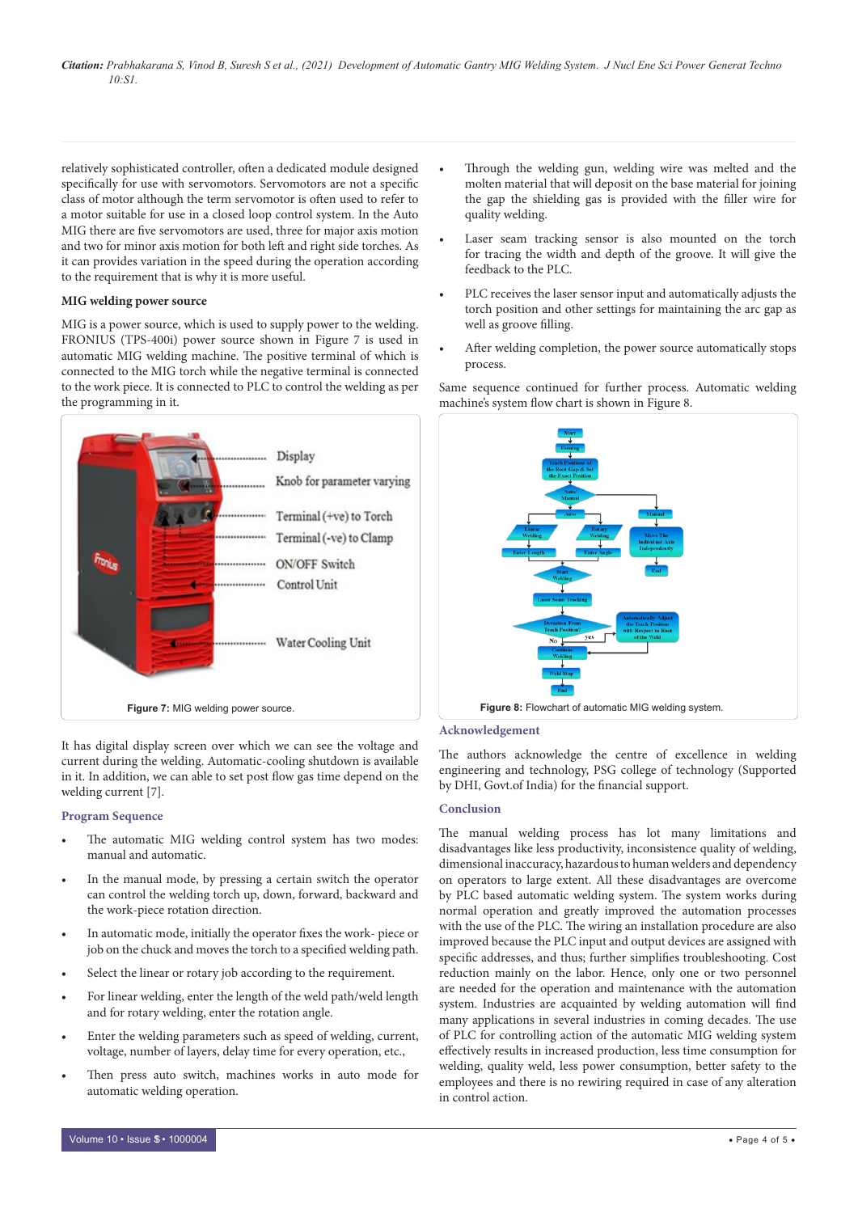relatively sophisticated controller, often a dedicated module designed specifically for use with servomotors. Servomotors are not a specific class of motor although the term servomotor is often used to refer to a motor suitable for use in a closed loop control system. In the Auto MIG there are five servomotors are used, three for major axis motion and two for minor axis motion for both left and right side torches. As it can provides variation in the speed during the operation according to the requirement that is why it is more useful.

**MIG welding power source**

MIG is a power source, which is used to supply power to the welding. FRONIUS (TPS-400i) power source shown in Figure 7 is used in automatic MIG welding machine. The positive terminal of which is connected to the MIG torch while the negative terminal is connected to the work piece. It is connected to PLC to control the welding as per the programming in it.

**Figure 7:** MIG welding power source.

It has digital display screen over which we can see the voltage and current during the welding. Automatic-cooling shutdown is available in it. In addition, we can able to set post flow gas time depend on the welding current [7].

## Program Sequence

- The automatic MIG welding control system has two modes: manual and automatic.
- In the manual mode, by pressing a certain switch the operator can control the welding torch up, down, forward, backward and the work-piece rotation direction.
- In automatic mode, initially the operator fixes the work- piece or job on the chuck and moves the torch to a specified welding path.
- Select the linear or rotary job according to the requirement.
- For linear welding, enter the length of the weld path/weld length and for rotary welding, enter the rotation angle.
- Enter the welding parameters such as speed of welding, current, voltage, number of layers, delay time for every operation, etc.,
- Then press auto switch, machines works in auto mode for automatic welding operation.
- Through the welding gun, welding wire was melted and the molten material that will deposit on the base material for joining the gap the shielding gas is provided with the filler wire for quality welding.
- Laser seam tracking sensor is also mounted on the torch for tracing the width and depth of the groove. It will give the feedback to the PLC.
- PLC receives the laser sensor input and automatically adjusts the torch position and other settings for maintaining the arc gap as well as groove filling.
- After welding completion, the power source automatically stops process.

Same sequence continued for further process. Automatic welding machine's system flow chart is shown in Figure 8.

**Figure 8:** Flowchart of automatic MIG welding system.

## Acknowledgement

The authors acknowledge the centre of excellence in welding engineering and technology, PSG college of technology (Supported by DHI, Govt.of India) for the financial support.

## Conclusion

The manual welding process has lot many limitations and disadvantages like less productivity, inconsistence quality of welding, dimensional inaccuracy, hazardous to human welders and dependency on operators to large extent. All these disadvantages are overcome by PLC based automatic welding system. The system works during normal operation and greatly improved the automation processes with the use of the PLC. The wiring an installation procedure are also improved because the PLC input and output devices are assigned with specific addresses, and thus; further simplifies troubleshooting. Cost reduction mainly on the labor. Hence, only one or two personnel are needed for the operation and maintenance with the automation system. Industries are acquainted by welding automation will find many applications in several industries in coming decades. The use of PLC for controlling action of the automatic MIG welding system effectively results in increased production, less time consumption for welding, quality weld, less power consumption, better safety to the employees and there is no rewiring required in case of any alteration in control action.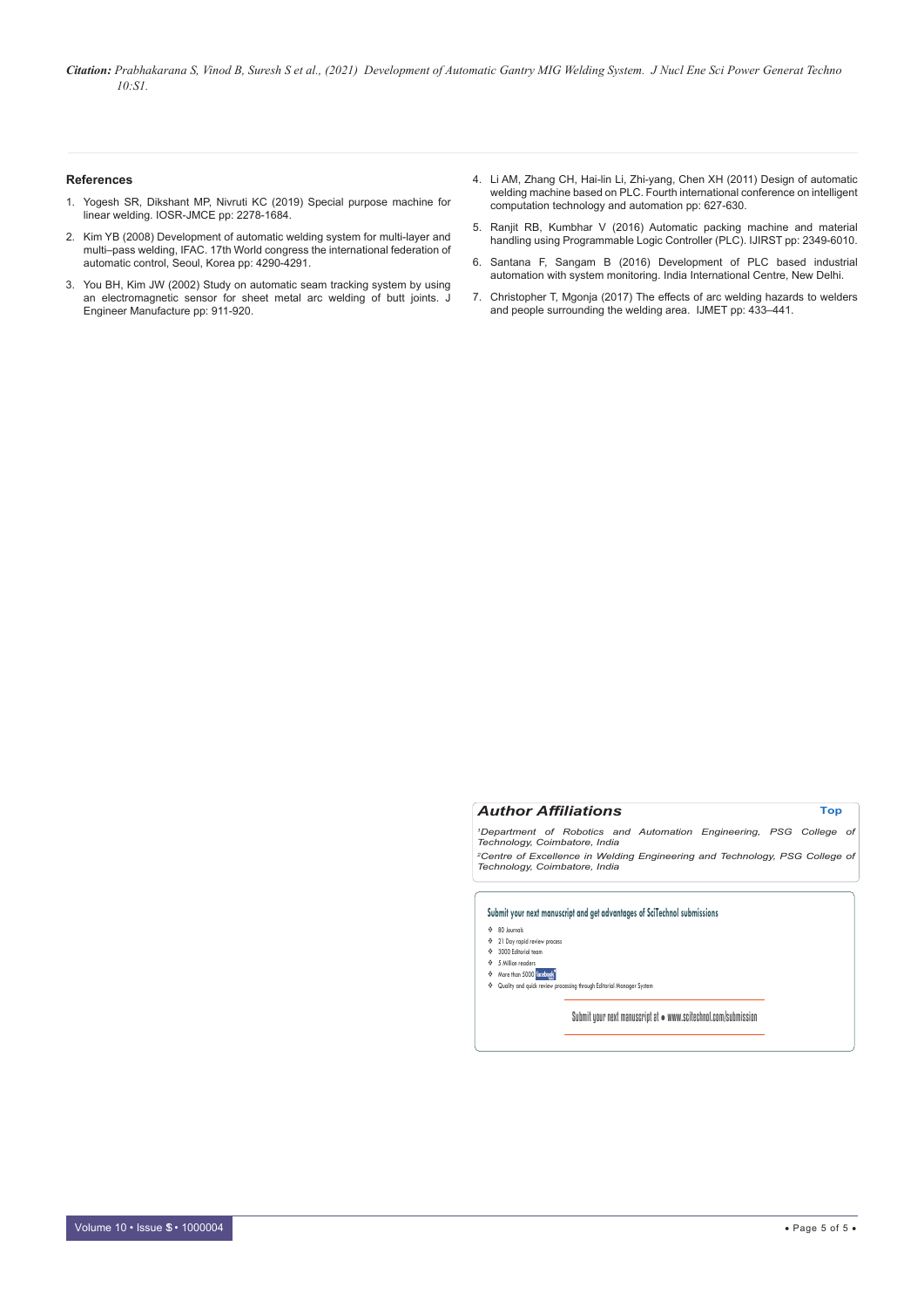## References

1. Yogesh SR, Dikshant MP, Nivruti KC (2019) Special purpose machine for linear welding. IOSR-JMCE pp: 2278-1684.
2. Kim YB (2008) Development of automatic welding system for multi-layer and multi–pass welding, IFAC. 17th World congress the international federation of automatic control, Seoul, Korea pp: 4290-4291.
3. You BH, Kim JW (2002) Study on automatic seam tracking system by using an electromagnetic sensor for sheet metal arc welding of butt joints. J Engineer Manufacture pp: 911-920.
4. Li AM, Zhang CH, Hai-lin Li, Zhi-yang, Chen XH (2011) Design of automatic welding machine based on PLC. Fourth international conference on intelligent computation technology and automation pp: 627-630.
5. Ranjit RB, Kumbhar V (2016) Automatic packing machine and material handling using Programmable Logic Controller (PLC). IJIRST pp: 2349-6010.
6. Santana F, Sangam B (2016) Development of PLC based industrial automation with system monitoring. India International Centre, New Delhi.
7. Christopher T, Mgonja (2017) The effects of arc welding hazards to welders and people surrounding the welding area. IJMET pp: 433–441.

### *Author Affiliations*

[1]*Department of Robotics and Automation Engineering, PSG College of Technology, Coimbatore, India*

[2]*Centre of Excellence in Welding Engineering and Technology, PSG College of Technology, Coimbatore, India*

**Submit your next manuscript and get advantages of SciTechnol submissions**

- 80 Journals
- 21 Day rapid review process
- 3000 Editorial team
- 5 Million readers
- More than 5000 facebook
- Quality and quick review processing through Editorial Manager System

Submit your next manuscript at • www.scitechnol.com/submission